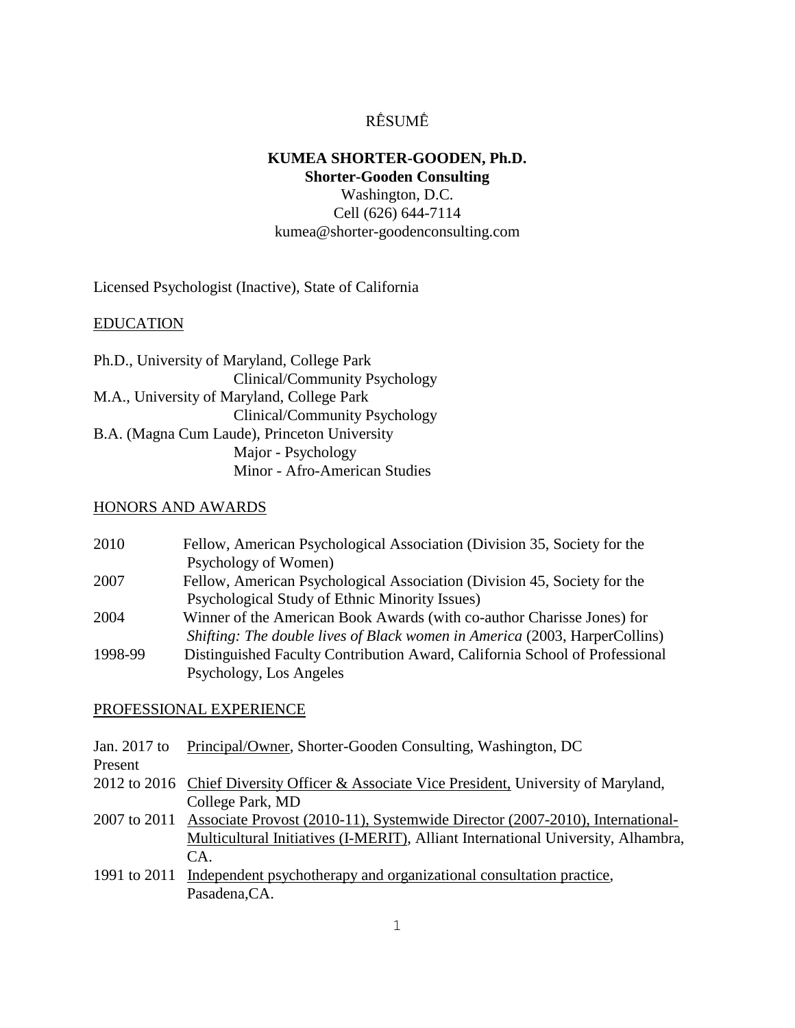RÉSUMÉ

**KUMEA SHORTER-GOODEN, Ph.D.**
**Shorter-Gooden Consulting**
Washington, D.C.
Cell (626) 644-7114
kumea@shorter-goodenconsulting.com

Licensed Psychologist (Inactive), State of California

## EDUCATION

Ph.D., University of Maryland, College Park
Clinical/Community Psychology

M.A., University of Maryland, College Park
Clinical/Community Psychology

B.A. (Magna Cum Laude), Princeton University
Major - Psychology
Minor - Afro-American Studies

## HONORS AND AWARDS

| | |
|---|---|
| 2010 | Fellow, American Psychological Association (Division 35, Society for the Psychology of Women) |
| 2007 | Fellow, American Psychological Association (Division 45, Society for the Psychological Study of Ethnic Minority Issues) |
| 2004 | Winner of the American Book Awards (with co-author Charisse Jones) for *Shifting: The double lives of Black women in America* (2003, HarperCollins) |
| 1998-99 | Distinguished Faculty Contribution Award, California School of Professional Psychology, Los Angeles |

## PROFESSIONAL EXPERIENCE

| | |
|---|---|
| Jan. 2017 to Present | Principal/Owner, Shorter-Gooden Consulting, Washington, DC |
| 2012 to 2016 | Chief Diversity Officer & Associate Vice President, University of Maryland, College Park, MD |
| 2007 to 2011 | Associate Provost (2010-11), Systemwide Director (2007-2010), International-Multicultural Initiatives (I-MERIT), Alliant International University, Alhambra, CA. |
| 1991 to 2011 | Independent psychotherapy and organizational consultation practice, Pasadena,CA. |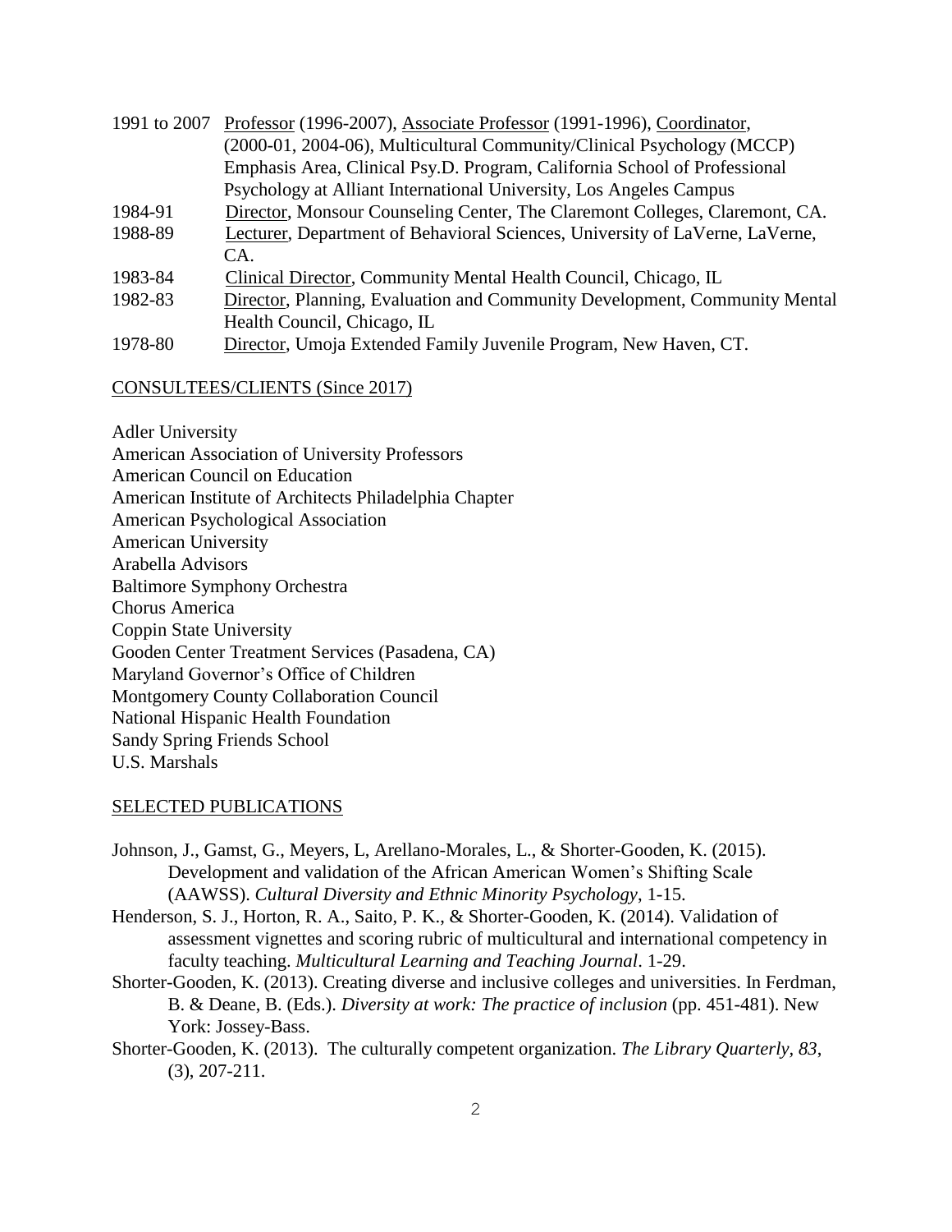1991 to 2007 Professor (1996-2007), Associate Professor (1991-1996), Coordinator, (2000-01, 2004-06), Multicultural Community/Clinical Psychology (MCCP) Emphasis Area, Clinical Psy.D. Program, California School of Professional Psychology at Alliant International University, Los Angeles Campus

1984-91 Director, Monsour Counseling Center, The Claremont Colleges, Claremont, CA.

1988-89 Lecturer, Department of Behavioral Sciences, University of LaVerne, LaVerne, CA.

1983-84 Clinical Director, Community Mental Health Council, Chicago, IL

1982-83 Director, Planning, Evaluation and Community Development, Community Mental Health Council, Chicago, IL

1978-80 Director, Umoja Extended Family Juvenile Program, New Haven, CT.

## CONSULTEES/CLIENTS (Since 2017)

Adler University
American Association of University Professors
American Council on Education
American Institute of Architects Philadelphia Chapter
American Psychological Association
American University
Arabella Advisors
Baltimore Symphony Orchestra
Chorus America
Coppin State University
Gooden Center Treatment Services (Pasadena, CA)
Maryland Governor's Office of Children
Montgomery County Collaboration Council
National Hispanic Health Foundation
Sandy Spring Friends School
U.S. Marshals

## SELECTED PUBLICATIONS

Johnson, J., Gamst, G., Meyers, L, Arellano-Morales, L., & Shorter-Gooden, K. (2015). Development and validation of the African American Women's Shifting Scale (AAWSS). *Cultural Diversity and Ethnic Minority Psychology*, 1-15.

Henderson, S. J., Horton, R. A., Saito, P. K., & Shorter-Gooden, K. (2014). Validation of assessment vignettes and scoring rubric of multicultural and international competency in faculty teaching. *Multicultural Learning and Teaching Journal*. 1-29.

Shorter-Gooden, K. (2013). Creating diverse and inclusive colleges and universities. In Ferdman, B. & Deane, B. (Eds.). *Diversity at work: The practice of inclusion* (pp. 451-481). New York: Jossey-Bass.

Shorter-Gooden, K. (2013). The culturally competent organization. *The Library Quarterly, 83*, (3), 207-211.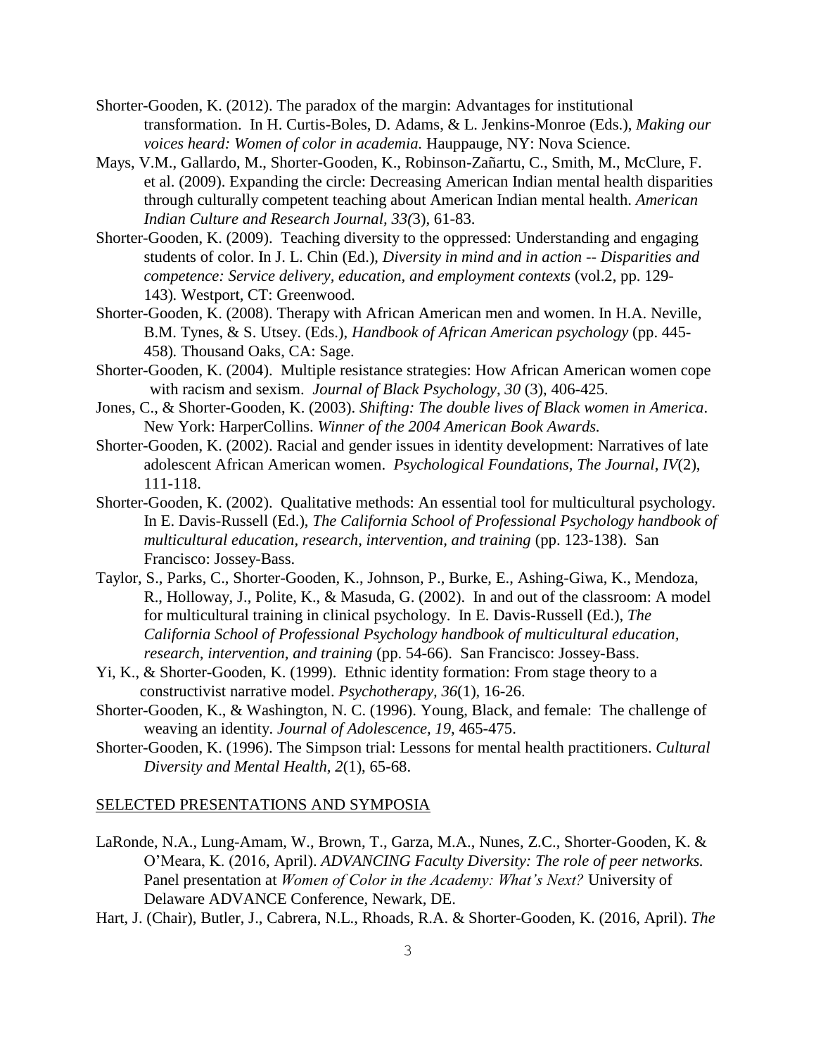Shorter-Gooden, K. (2012). The paradox of the margin: Advantages for institutional transformation. In H. Curtis-Boles, D. Adams, & L. Jenkins-Monroe (Eds.), *Making our voices heard: Women of color in academia.* Hauppauge, NY: Nova Science.

Mays, V.M., Gallardo, M., Shorter-Gooden, K., Robinson-Zañartu, C., Smith, M., McClure, F. et al. (2009). Expanding the circle: Decreasing American Indian mental health disparities through culturally competent teaching about American Indian mental health. *American Indian Culture and Research Journal, 33(*3), 61-83.

Shorter-Gooden, K. (2009). Teaching diversity to the oppressed: Understanding and engaging students of color. In J. L. Chin (Ed.), *Diversity in mind and in action -- Disparities and competence: Service delivery, education, and employment contexts* (vol.2, pp. 129-143)*.* Westport, CT: Greenwood.

Shorter-Gooden, K. (2008). Therapy with African American men and women. In H.A. Neville, B.M. Tynes, & S. Utsey. (Eds.), *Handbook of African American psychology* (pp. 445-458)*.* Thousand Oaks, CA: Sage.

Shorter-Gooden, K. (2004). Multiple resistance strategies: How African American women cope with racism and sexism. *Journal of Black Psychology, 30* (3), 406-425.

Jones, C., & Shorter-Gooden, K. (2003). *Shifting: The double lives of Black women in America*. New York: HarperCollins. *Winner of the 2004 American Book Awards.*

Shorter-Gooden, K. (2002). Racial and gender issues in identity development: Narratives of late adolescent African American women. *Psychological Foundations, The Journal*, *IV*(2), 111-118.

Shorter-Gooden, K. (2002). Qualitative methods: An essential tool for multicultural psychology. In E. Davis-Russell (Ed.), *The California School of Professional Psychology handbook of multicultural education, research, intervention, and training* (pp. 123-138). San Francisco: Jossey-Bass.

Taylor, S., Parks, C., Shorter-Gooden, K., Johnson, P., Burke, E., Ashing-Giwa, K., Mendoza, R., Holloway, J., Polite, K., & Masuda, G. (2002). In and out of the classroom: A model for multicultural training in clinical psychology. In E. Davis-Russell (Ed.), *The California School of Professional Psychology handbook of multicultural education, research, intervention, and training* (pp. 54-66). San Francisco: Jossey-Bass.

Yi, K., & Shorter-Gooden, K. (1999). Ethnic identity formation: From stage theory to a constructivist narrative model. *Psychotherapy, 36*(1), 16-26.

Shorter-Gooden, K., & Washington, N. C. (1996). Young, Black, and female: The challenge of weaving an identity. *Journal of Adolescence, 19,* 465-475.

Shorter-Gooden, K. (1996). The Simpson trial: Lessons for mental health practitioners. *Cultural Diversity and Mental Health, 2*(1), 65-68.

## SELECTED PRESENTATIONS AND SYMPOSIA

LaRonde, N.A., Lung-Amam, W., Brown, T., Garza, M.A., Nunes, Z.C., Shorter-Gooden, K. & O'Meara, K. (2016, April). *ADVANCING Faculty Diversity: The role of peer networks.* Panel presentation at *Women of Color in the Academy: What's Next?* University of Delaware ADVANCE Conference, Newark, DE.

Hart, J. (Chair), Butler, J., Cabrera, N.L., Rhoads, R.A. & Shorter-Gooden, K. (2016, April). *The*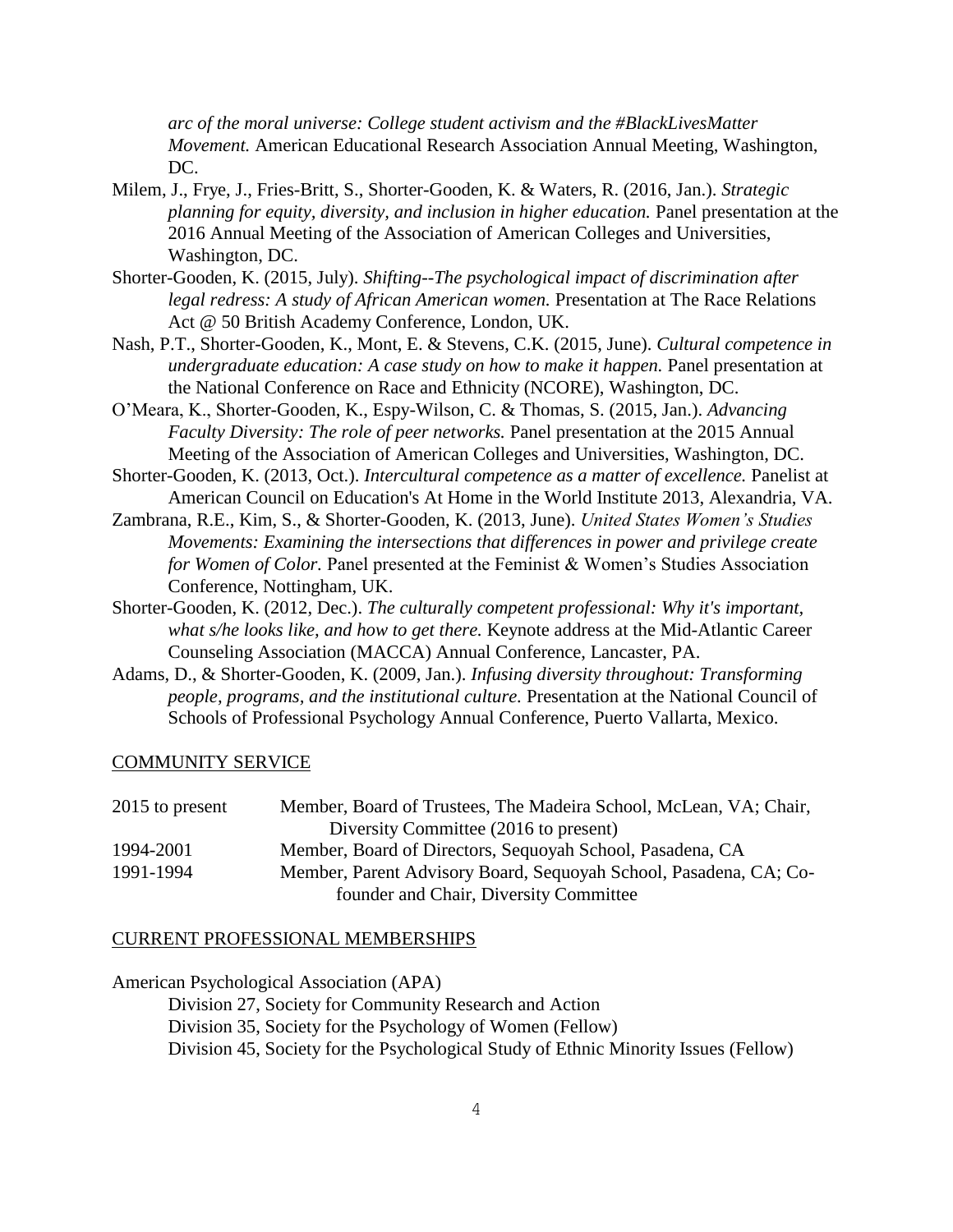*arc of the moral universe: College student activism and the #BlackLivesMatter Movement.* American Educational Research Association Annual Meeting, Washington, DC.

Milem, J., Frye, J., Fries-Britt, S., Shorter-Gooden, K. & Waters, R. (2016, Jan.). *Strategic planning for equity, diversity, and inclusion in higher education.* Panel presentation at the 2016 Annual Meeting of the Association of American Colleges and Universities, Washington, DC.

Shorter-Gooden, K. (2015, July). *Shifting--The psychological impact of discrimination after legal redress: A study of African American women.* Presentation at The Race Relations Act @ 50 British Academy Conference, London, UK.

Nash, P.T., Shorter-Gooden, K., Mont, E. & Stevens, C.K. (2015, June). *Cultural competence in undergraduate education: A case study on how to make it happen.* Panel presentation at the National Conference on Race and Ethnicity (NCORE), Washington, DC.

O'Meara, K., Shorter-Gooden, K., Espy-Wilson, C. & Thomas, S. (2015, Jan.). *Advancing Faculty Diversity: The role of peer networks.* Panel presentation at the 2015 Annual Meeting of the Association of American Colleges and Universities, Washington, DC.

Shorter-Gooden, K. (2013, Oct.). *Intercultural competence as a matter of excellence.* Panelist at American Council on Education's At Home in the World Institute 2013, Alexandria, VA.

Zambrana, R.E., Kim, S., & Shorter-Gooden, K. (2013, June). *United States Women's Studies Movements: Examining the intersections that differences in power and privilege create for Women of Color.* Panel presented at the Feminist & Women's Studies Association Conference, Nottingham, UK.

Shorter-Gooden, K. (2012, Dec.). *The culturally competent professional: Why it's important, what s/he looks like, and how to get there.* Keynote address at the Mid-Atlantic Career Counseling Association (MACCA) Annual Conference, Lancaster, PA.

Adams, D., & Shorter-Gooden, K. (2009, Jan.). *Infusing diversity throughout: Transforming people, programs, and the institutional culture.* Presentation at the National Council of Schools of Professional Psychology Annual Conference, Puerto Vallarta, Mexico.

## COMMUNITY SERVICE

| | |
|---|---|
| 2015 to present | Member, Board of Trustees, The Madeira School, McLean, VA; Chair, Diversity Committee (2016 to present) |
| 1994-2001 | Member, Board of Directors, Sequoyah School, Pasadena, CA |
| 1991-1994 | Member, Parent Advisory Board, Sequoyah School, Pasadena, CA; Co-founder and Chair, Diversity Committee |

## CURRENT PROFESSIONAL MEMBERSHIPS

American Psychological Association (APA)

- Division 27, Society for Community Research and Action
- Division 35, Society for the Psychology of Women (Fellow)
- Division 45, Society for the Psychological Study of Ethnic Minority Issues (Fellow)